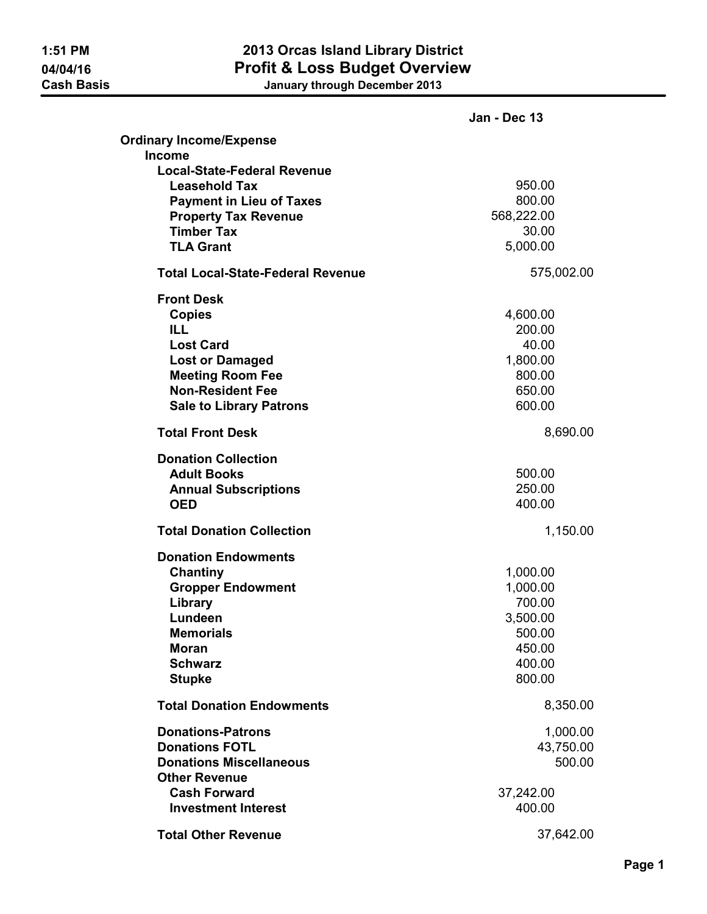# 2013 Orcas Island Library District
## Profit & Loss Budget Overview
### January through December 2013

1:51 PM
04/04/16
Cash Basis

| | Jan - Dec 13 | |
|---|---|---|
| **Ordinary Income/Expense** | | |
| **Income** | | |
| **Local-State-Federal Revenue** | | |
| **Leasehold Tax** | 950.00 | |
| **Payment in Lieu of Taxes** | 800.00 | |
| **Property Tax Revenue** | 568,222.00 | |
| **Timber Tax** | 30.00 | |
| **TLA Grant** | 5,000.00 | |
| **Total Local-State-Federal Revenue** | | 575,002.00 |
| **Front Desk** | | |
| **Copies** | 4,600.00 | |
| **ILL** | 200.00 | |
| **Lost Card** | 40.00 | |
| **Lost or Damaged** | 1,800.00 | |
| **Meeting Room Fee** | 800.00 | |
| **Non-Resident Fee** | 650.00 | |
| **Sale to Library Patrons** | 600.00 | |
| **Total Front Desk** | | 8,690.00 |
| **Donation Collection** | | |
| **Adult Books** | 500.00 | |
| **Annual Subscriptions** | 250.00 | |
| **OED** | 400.00 | |
| **Total Donation Collection** | | 1,150.00 |
| **Donation Endowments** | | |
| **Chantiny** | 1,000.00 | |
| **Gropper Endowment** | 1,000.00 | |
| **Library** | 700.00 | |
| **Lundeen** | 3,500.00 | |
| **Memorials** | 500.00 | |
| **Moran** | 450.00 | |
| **Schwarz** | 400.00 | |
| **Stupke** | 800.00 | |
| **Total Donation Endowments** | | 8,350.00 |
| **Donations-Patrons** | | 1,000.00 |
| **Donations FOTL** | | 43,750.00 |
| **Donations Miscellaneous** | | 500.00 |
| **Other Revenue** | | |
| **Cash Forward** | 37,242.00 | |
| **Investment Interest** | 400.00 | |
| **Total Other Revenue** | | 37,642.00 |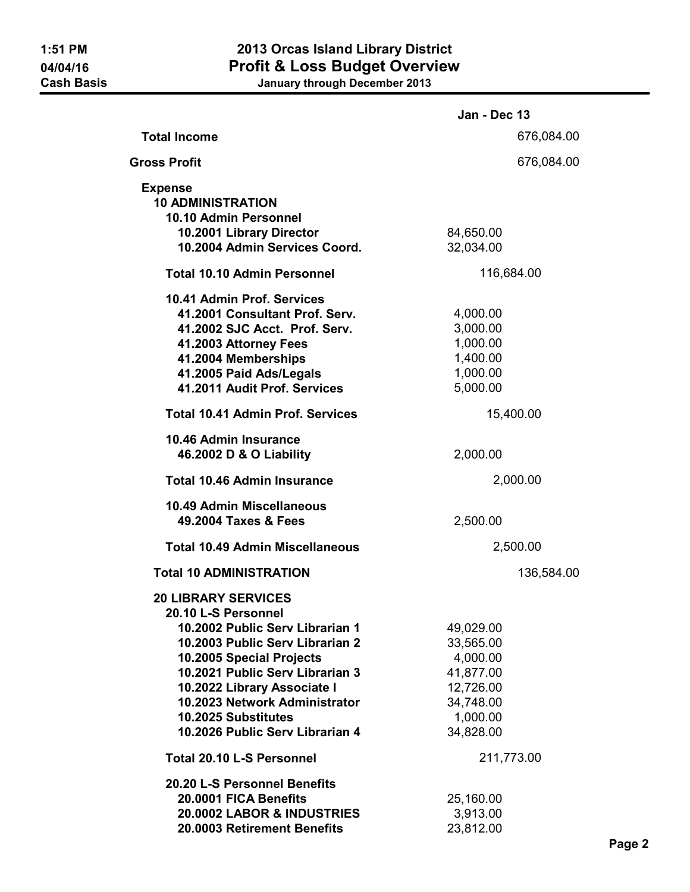# 2013 Orcas Island Library District
## Profit & Loss Budget Overview
**January through December 2013**

1:51 PM
04/04/16
Cash Basis

| | Jan - Dec 13 | |
|---|---|---|
| **Total Income** | | 676,084.00 |
| **Gross Profit** | | 676,084.00 |
| **Expense** | | |
| **10 ADMINISTRATION** | | |
| **10.10 Admin Personnel** | | |
| **10.2001 Library Director** | 84,650.00 | |
| **10.2004 Admin Services Coord.** | 32,034.00 | |
| **Total 10.10 Admin Personnel** | 116,684.00 | |
| **10.41 Admin Prof. Services** | | |
| **41.2001 Consultant Prof. Serv.** | 4,000.00 | |
| **41.2002 SJC Acct. Prof. Serv.** | 3,000.00 | |
| **41.2003 Attorney Fees** | 1,000.00 | |
| **41.2004 Memberships** | 1,400.00 | |
| **41.2005 Paid Ads/Legals** | 1,000.00 | |
| **41.2011 Audit Prof. Services** | 5,000.00 | |
| **Total 10.41 Admin Prof. Services** | 15,400.00 | |
| **10.46 Admin Insurance** | | |
| **46.2002 D & O Liability** | 2,000.00 | |
| **Total 10.46 Admin Insurance** | 2,000.00 | |
| **10.49 Admin Miscellaneous** | | |
| **49.2004 Taxes & Fees** | 2,500.00 | |
| **Total 10.49 Admin Miscellaneous** | 2,500.00 | |
| **Total 10 ADMINISTRATION** | | 136,584.00 |
| **20 LIBRARY SERVICES** | | |
| **20.10 L-S Personnel** | | |
| **10.2002 Public Serv Librarian 1** | 49,029.00 | |
| **10.2003 Public Serv Librarian 2** | 33,565.00 | |
| **10.2005 Special Projects** | 4,000.00 | |
| **10.2021 Public Serv Librarian 3** | 41,877.00 | |
| **10.2022 Library Associate I** | 12,726.00 | |
| **10.2023 Network Administrator** | 34,748.00 | |
| **10.2025 Substitutes** | 1,000.00 | |
| **10.2026 Public Serv Librarian 4** | 34,828.00 | |
| **Total 20.10 L-S Personnel** | 211,773.00 | |
| **20.20 L-S Personnel Benefits** | | |
| **20.0001 FICA Benefits** | 25,160.00 | |
| **20.0002 LABOR & INDUSTRIES** | 3,913.00 | |
| **20.0003 Retirement Benefits** | 23,812.00 | |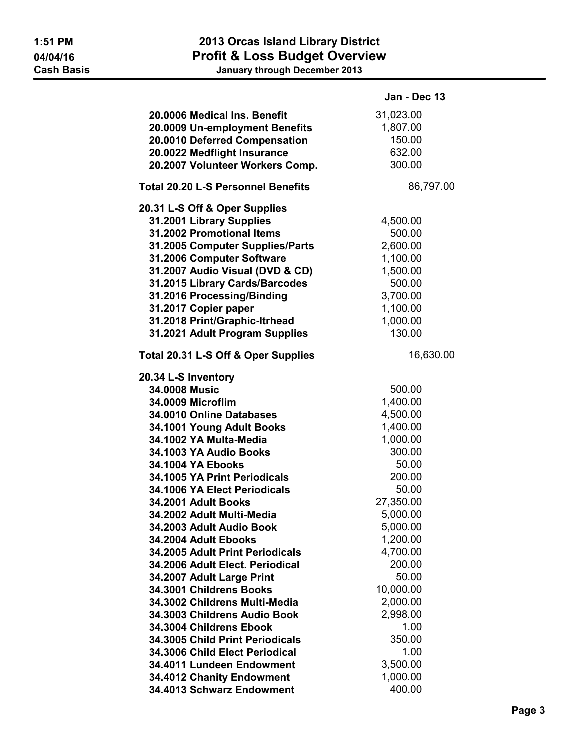# 2013 Orcas Island Library District
## Profit & Loss Budget Overview
### January through December 2013

| | Jan - Dec 13 |
|---|---|
| **20.0006 Medical Ins. Benefit** | 31,023.00 |
| **20.0009 Un-employment Benefits** | 1,807.00 |
| **20.0010 Deferred Compensation** | 150.00 |
| **20.0022 Medflight Insurance** | 632.00 |
| **20.2007 Volunteer Workers Comp.** | 300.00 |
| **Total 20.20 L-S Personnel Benefits** | 86,797.00 |
| **20.31 L-S Off & Oper Supplies** | |
| **31.2001 Library Supplies** | 4,500.00 |
| **31.2002 Promotional Items** | 500.00 |
| **31.2005 Computer Supplies/Parts** | 2,600.00 |
| **31.2006 Computer Software** | 1,100.00 |
| **31.2007 Audio Visual (DVD & CD)** | 1,500.00 |
| **31.2015 Library Cards/Barcodes** | 500.00 |
| **31.2016 Processing/Binding** | 3,700.00 |
| **31.2017 Copier paper** | 1,100.00 |
| **31.2018 Print/Graphic-ltrhead** | 1,000.00 |
| **31.2021 Adult Program Supplies** | 130.00 |
| **Total 20.31 L-S Off & Oper Supplies** | 16,630.00 |
| **20.34 L-S Inventory** | |
| **34.0008 Music** | 500.00 |
| **34.0009 Microflim** | 1,400.00 |
| **34.0010 Online Databases** | 4,500.00 |
| **34.1001 Young Adult Books** | 1,400.00 |
| **34.1002 YA Multa-Media** | 1,000.00 |
| **34.1003 YA Audio Books** | 300.00 |
| **34.1004 YA Ebooks** | 50.00 |
| **34.1005 YA Print Periodicals** | 200.00 |
| **34.1006 YA Elect Periodicals** | 50.00 |
| **34.2001 Adult Books** | 27,350.00 |
| **34.2002 Adult Multi-Media** | 5,000.00 |
| **34.2003 Adult Audio Book** | 5,000.00 |
| **34.2004 Adult Ebooks** | 1,200.00 |
| **34.2005 Adult Print Periodicals** | 4,700.00 |
| **34.2006 Adult Elect. Periodical** | 200.00 |
| **34.2007 Adult Large Print** | 50.00 |
| **34.3001 Childrens Books** | 10,000.00 |
| **34.3002 Childrens Multi-Media** | 2,000.00 |
| **34.3003 Childrens Audio Book** | 2,998.00 |
| **34.3004 Childrens Ebook** | 1.00 |
| **34.3005 Child Print Periodicals** | 350.00 |
| **34.3006 Child Elect Periodical** | 1.00 |
| **34.4011 Lundeen Endowment** | 3,500.00 |
| **34.4012 Chanity Endowment** | 1,000.00 |
| **34.4013 Schwarz Endowment** | 400.00 |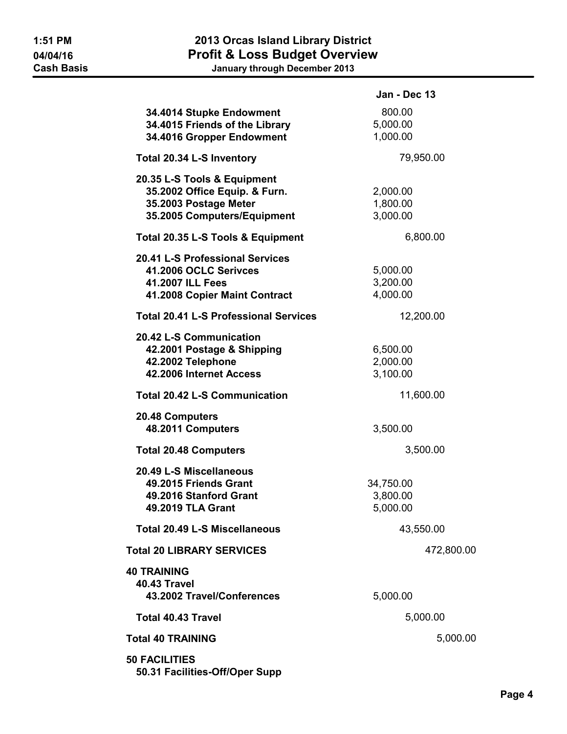| | Jan - Dec 13 |
|---|---|
| 34.4014 Stupke Endowment | 800.00 |
| 34.4015 Friends of the Library | 5,000.00 |
| 34.4016 Gropper Endowment | 1,000.00 |
| **Total 20.34 L-S Inventory** | 79,950.00 |
| **20.35 L-S Tools & Equipment** | |
| 35.2002 Office Equip. & Furn. | 2,000.00 |
| 35.2003 Postage Meter | 1,800.00 |
| 35.2005 Computers/Equipment | 3,000.00 |
| **Total 20.35 L-S Tools & Equipment** | 6,800.00 |
| **20.41 L-S Professional Services** | |
| 41.2006 OCLC Serivces | 5,000.00 |
| 41.2007 ILL Fees | 3,200.00 |
| 41.2008 Copier Maint Contract | 4,000.00 |
| **Total 20.41 L-S Professional Services** | 12,200.00 |
| **20.42 L-S Communication** | |
| 42.2001 Postage & Shipping | 6,500.00 |
| 42.2002 Telephone | 2,000.00 |
| 42.2006 Internet Access | 3,100.00 |
| **Total 20.42 L-S Communication** | 11,600.00 |
| **20.48 Computers** | |
| 48.2011 Computers | 3,500.00 |
| **Total 20.48 Computers** | 3,500.00 |
| **20.49 L-S Miscellaneous** | |
| 49.2015 Friends Grant | 34,750.00 |
| 49.2016 Stanford Grant | 3,800.00 |
| 49.2019 TLA Grant | 5,000.00 |
| **Total 20.49 L-S Miscellaneous** | 43,550.00 |
| **Total 20 LIBRARY SERVICES** | 472,800.00 |
| **40 TRAINING** | |
| **40.43 Travel** | |
| 43.2002 Travel/Conferences | 5,000.00 |
| **Total 40.43 Travel** | 5,000.00 |
| **Total 40 TRAINING** | 5,000.00 |
| **50 FACILITIES** | |
| **50.31 Facilities-Off/Oper Supp** | |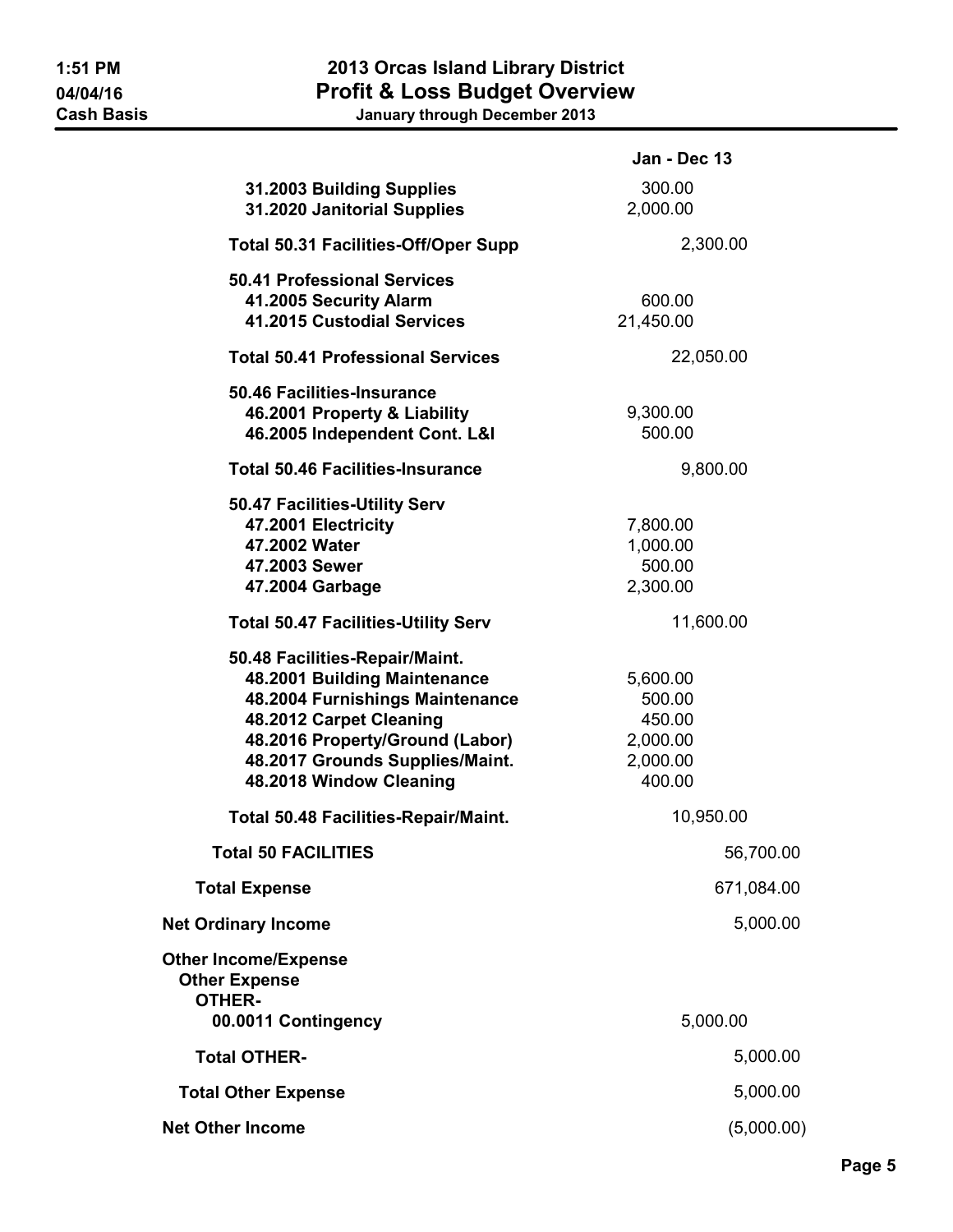# 2013 Orcas Island Library District
## Profit & Loss Budget Overview
**January through December 2013**

Cash Basis

| | Jan - Dec 13 | | |
|---|---|---|---|
| 31.2003 Building Supplies | 300.00 | | |
| 31.2020 Janitorial Supplies | 2,000.00 | | |
| **Total 50.31 Facilities-Off/Oper Supp** | | 2,300.00 | |
| **50.41 Professional Services** | | | |
| 41.2005 Security Alarm | 600.00 | | |
| 41.2015 Custodial Services | 21,450.00 | | |
| **Total 50.41 Professional Services** | | 22,050.00 | |
| **50.46 Facilities-Insurance** | | | |
| 46.2001 Property & Liability | 9,300.00 | | |
| 46.2005 Independent Cont. L&I | 500.00 | | |
| **Total 50.46 Facilities-Insurance** | | 9,800.00 | |
| **50.47 Facilities-Utility Serv** | | | |
| 47.2001 Electricity | 7,800.00 | | |
| 47.2002 Water | 1,000.00 | | |
| 47.2003 Sewer | 500.00 | | |
| 47.2004 Garbage | 2,300.00 | | |
| **Total 50.47 Facilities-Utility Serv** | | 11,600.00 | |
| **50.48 Facilities-Repair/Maint.** | | | |
| 48.2001 Building Maintenance | 5,600.00 | | |
| 48.2004 Furnishings Maintenance | 500.00 | | |
| 48.2012 Carpet Cleaning | 450.00 | | |
| 48.2016 Property/Ground (Labor) | 2,000.00 | | |
| 48.2017 Grounds Supplies/Maint. | 2,000.00 | | |
| 48.2018 Window Cleaning | 400.00 | | |
| **Total 50.48 Facilities-Repair/Maint.** | | 10,950.00 | |
| **Total 50 FACILITIES** | | | 56,700.00 |
| **Total Expense** | | | 671,084.00 |
| **Net Ordinary Income** | | | 5,000.00 |
| **Other Income/Expense** | | | |
| **Other Expense** | | | |
| **OTHER-** | | | |
| 00.0011 Contingency | | 5,000.00 | |
| **Total OTHER-** | | | 5,000.00 |
| **Total Other Expense** | | | 5,000.00 |
| **Net Other Income** | | | (5,000.00) |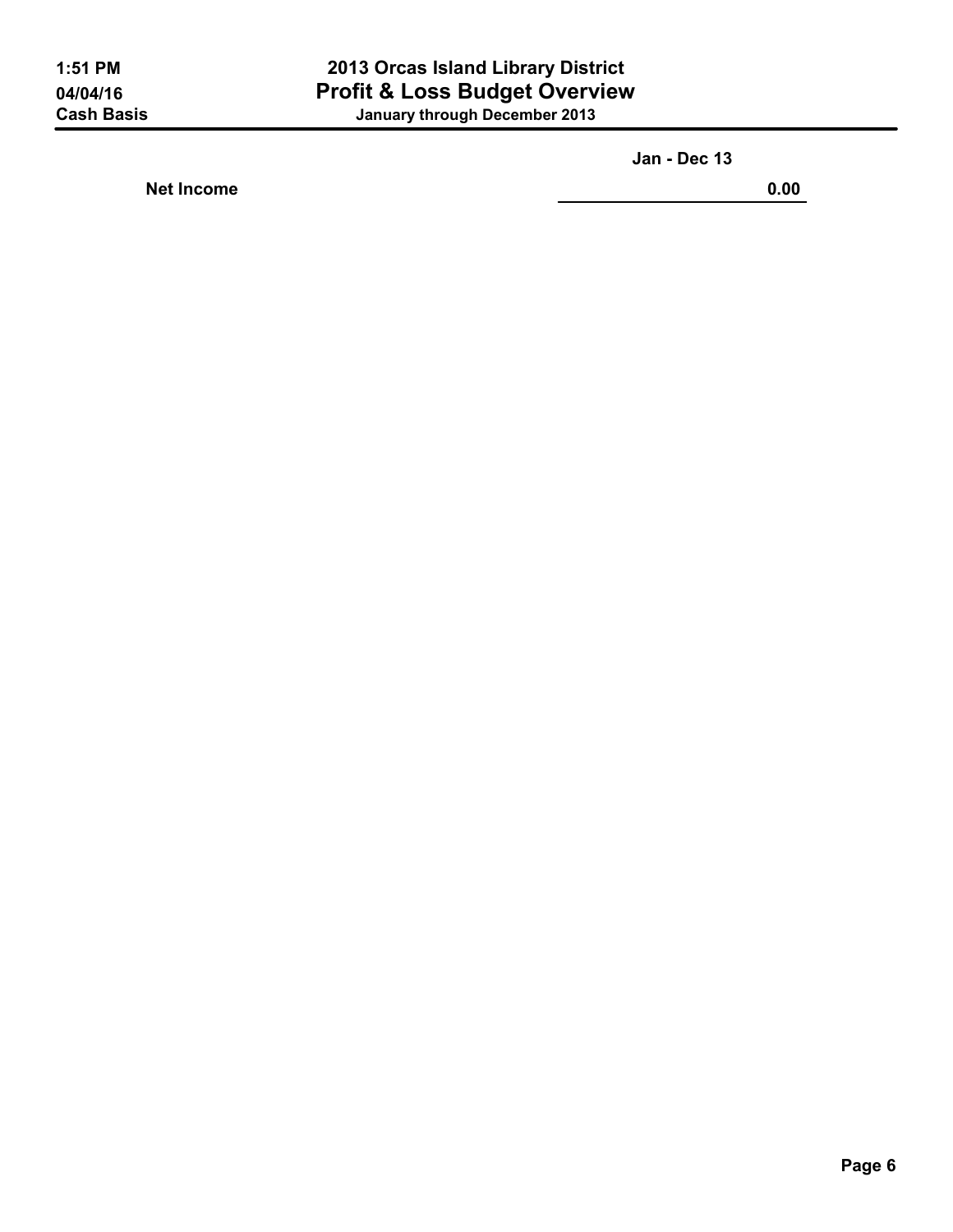| | Jan - Dec 13 |
| --- | --- |
| Net Income | 0.00 |